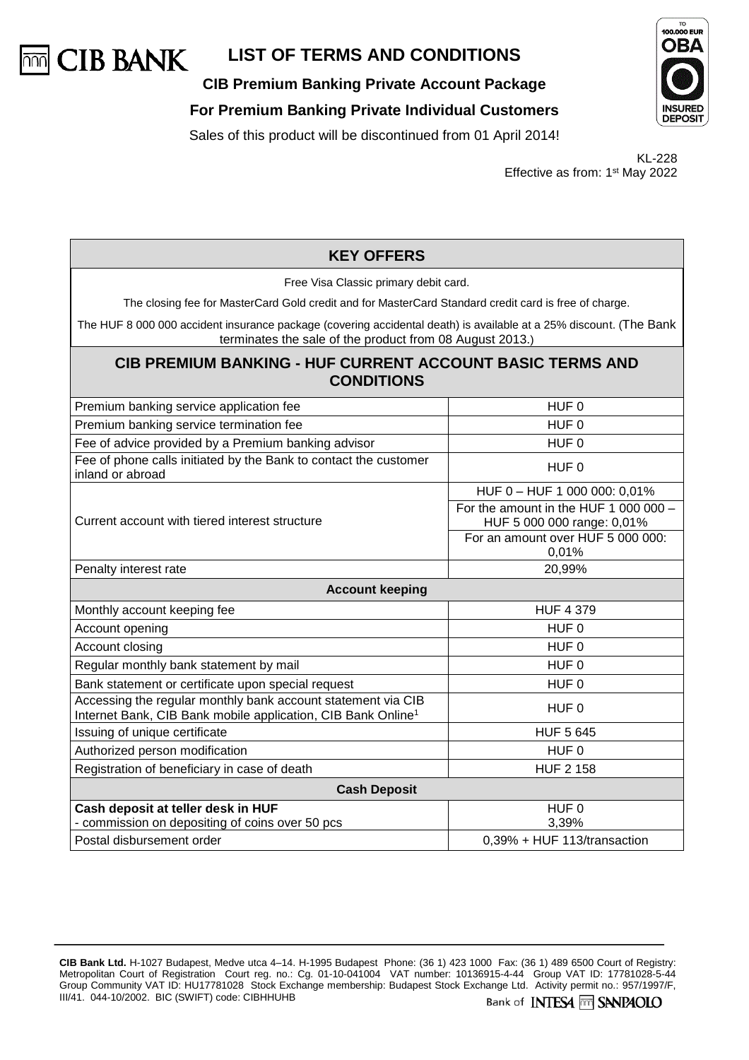# LIST OF TERMS AND CONDITIONS

**CIB Premium Banking Private Account Package**

**For Premium Banking Private Individual Customers**

Sales of this product will be discontinued from 01 April 2014!

KL-228
Effective as from: 1st May 2022

## KEY OFFERS

Free Visa Classic primary debit card.

The closing fee for MasterCard Gold credit and for MasterCard Standard credit card is free of charge.

The HUF 8 000 000 accident insurance package (covering accidental death) is available at a 25% discount. (The Bank terminates the sale of the product from 08 August 2013.)

## CIB PREMIUM BANKING - HUF CURRENT ACCOUNT BASIC TERMS AND CONDITIONS

| | |
|---|---|
| Premium banking service application fee | HUF 0 |
| Premium banking service termination fee | HUF 0 |
| Fee of advice provided by a Premium banking advisor | HUF 0 |
| Fee of phone calls initiated by the Bank to contact the customer inland or abroad | HUF 0 |
| Current account with tiered interest structure | HUF 0 – HUF 1 000 000: 0,01% |
| | For the amount in the HUF 1 000 000 – HUF 5 000 000 range: 0,01% |
| | For an amount over HUF 5 000 000: 0,01% |
| Penalty interest rate | 20,99% |
| **Account keeping** | |
| Monthly account keeping fee | HUF 4 379 |
| Account opening | HUF 0 |
| Account closing | HUF 0 |
| Regular monthly bank statement by mail | HUF 0 |
| Bank statement or certificate upon special request | HUF 0 |
| Accessing the regular monthly bank account statement via CIB Internet Bank, CIB Bank mobile application, CIB Bank Online[1] | HUF 0 |
| Issuing of unique certificate | HUF 5 645 |
| Authorized person modification | HUF 0 |
| Registration of beneficiary in case of death | HUF 2 158 |
| **Cash Deposit** | |
| **Cash deposit at teller desk in HUF**<br>- commission on depositing of coins over 50 pcs | HUF 0<br>3,39% |
| Postal disbursement order | 0,39% + HUF 113/transaction |

**CIB Bank Ltd.** H-1027 Budapest, Medve utca 4–14. H-1995 Budapest Phone: (36 1) 423 1000 Fax: (36 1) 489 6500 Court of Registry: Metropolitan Court of Registration Court reg. no.: Cg. 01-10-041004 VAT number: 10136915-4-44 Group VAT ID: 17781028-5-44 Group Community VAT ID: HU17781028 Stock Exchange membership: Budapest Stock Exchange Ltd. Activity permit no.: 957/1997/F, III/41. 044-10/2002. BIC (SWIFT) code: CIBHHUHB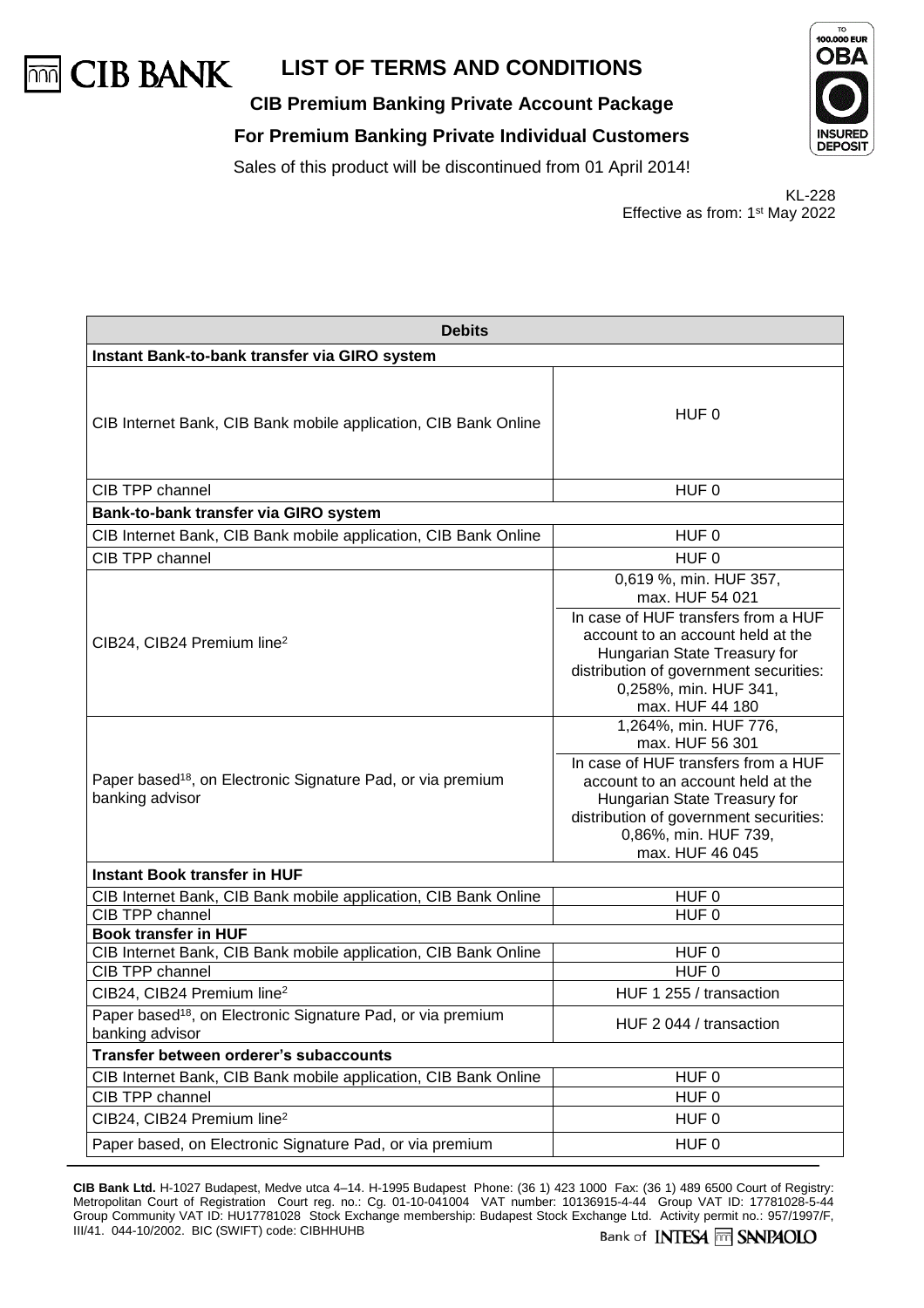# LIST OF TERMS AND CONDITIONS

**CIB Premium Banking Private Account Package**

**For Premium Banking Private Individual Customers**

Sales of this product will be discontinued from 01 April 2014!

KL-228
Effective as from: 1st May 2022

| **Debits** | |
|---|---|
| **Instant Bank-to-bank transfer via GIRO system** | |
| CIB Internet Bank, CIB Bank mobile application, CIB Bank Online | HUF 0 |
| CIB TPP channel | HUF 0 |
| **Bank-to-bank transfer via GIRO system** | |
| CIB Internet Bank, CIB Bank mobile application, CIB Bank Online | HUF 0 |
| CIB TPP channel | HUF 0 |
| CIB24, CIB24 Premium line[2] | 0,619 %, min. HUF 357, max. HUF 54 021<br>In case of HUF transfers from a HUF account to an account held at the Hungarian State Treasury for distribution of government securities: 0,258%, min. HUF 341, max. HUF 44 180 |
| Paper based[18], on Electronic Signature Pad, or via premium banking advisor | 1,264%, min. HUF 776, max. HUF 56 301<br>In case of HUF transfers from a HUF account to an account held at the Hungarian State Treasury for distribution of government securities: 0,86%, min. HUF 739, max. HUF 46 045 |
| **Instant Book transfer in HUF** | |
| CIB Internet Bank, CIB Bank mobile application, CIB Bank Online | HUF 0 |
| CIB TPP channel | HUF 0 |
| **Book transfer in HUF** | |
| CIB Internet Bank, CIB Bank mobile application, CIB Bank Online | HUF 0 |
| CIB TPP channel | HUF 0 |
| CIB24, CIB24 Premium line[2] | HUF 1 255 / transaction |
| Paper based[18], on Electronic Signature Pad, or via premium banking advisor | HUF 2 044 / transaction |
| **Transfer between orderer's subaccounts** | |
| CIB Internet Bank, CIB Bank mobile application, CIB Bank Online | HUF 0 |
| CIB TPP channel | HUF 0 |
| CIB24, CIB24 Premium line[2] | HUF 0 |
| Paper based, on Electronic Signature Pad, or via premium | HUF 0 |

**CIB Bank Ltd.** H-1027 Budapest, Medve utca 4–14. H-1995 Budapest Phone: (36 1) 423 1000 Fax: (36 1) 489 6500 Court of Registry: Metropolitan Court of Registration Court reg. no.: Cg. 01-10-041004 VAT number: 10136915-4-44 Group VAT ID: 17781028-5-44 Group Community VAT ID: HU17781028 Stock Exchange membership: Budapest Stock Exchange Ltd. Activity permit no.: 957/1997/F, III/41. 044-10/2002. BIC (SWIFT) code: CIBHHUHB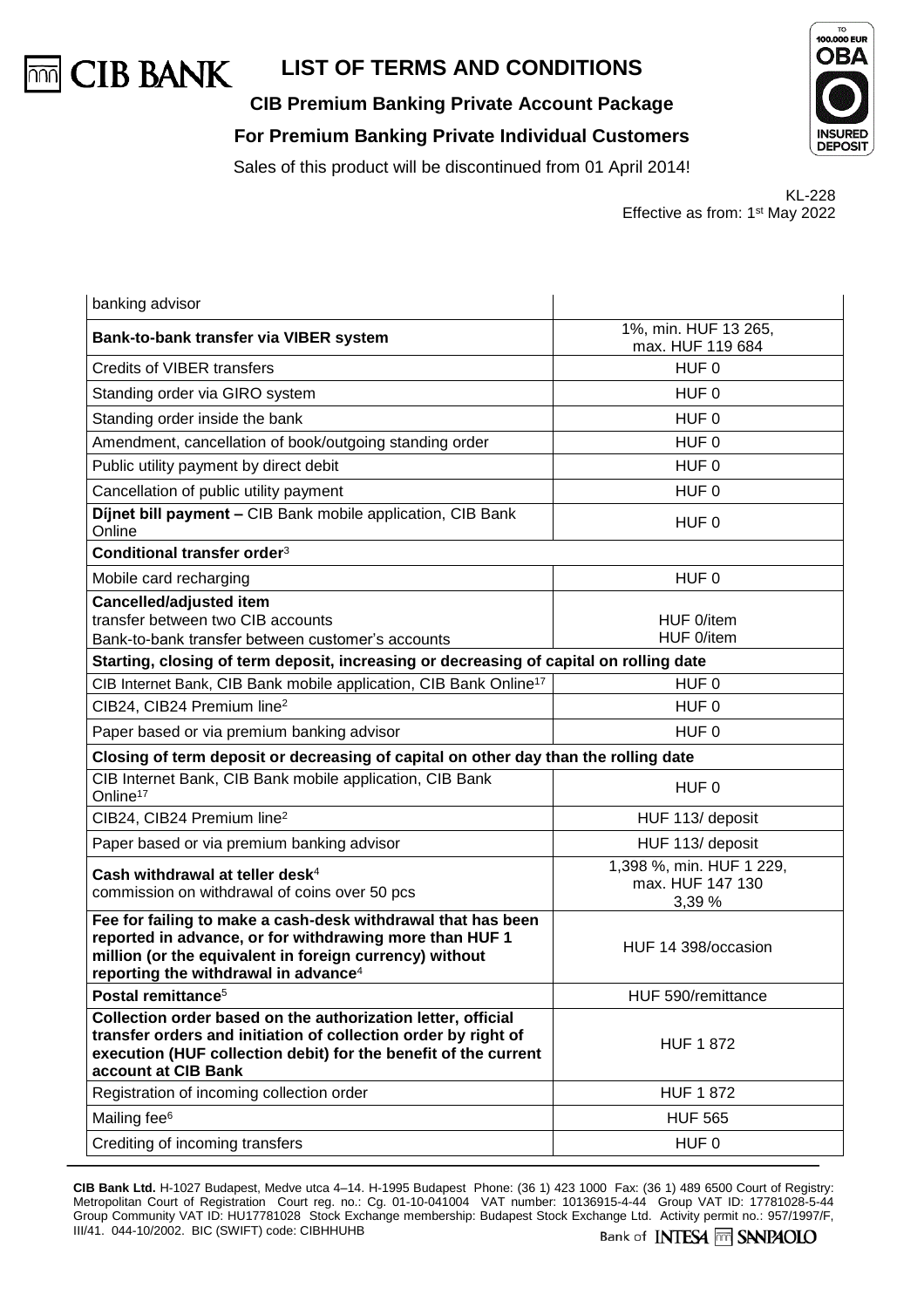# LIST OF TERMS AND CONDITIONS

**CIB Premium Banking Private Account Package**

**For Premium Banking Private Individual Customers**

Sales of this product will be discontinued from 01 April 2014!

KL-228
Effective as from: 1st May 2022

| | |
|---|---|
| banking advisor | |
| **Bank-to-bank transfer via VIBER system** | 1%, min. HUF 13 265, max. HUF 119 684 |
| Credits of VIBER transfers | HUF 0 |
| Standing order via GIRO system | HUF 0 |
| Standing order inside the bank | HUF 0 |
| Amendment, cancellation of book/outgoing standing order | HUF 0 |
| Public utility payment by direct debit | HUF 0 |
| Cancellation of public utility payment | HUF 0 |
| **Díjnet bill payment –** CIB Bank mobile application, CIB Bank Online | HUF 0 |
| **Conditional transfer order**[3] | |
| Mobile card recharging | HUF 0 |
| **Cancelled/adjusted item**<br>transfer between two CIB accounts<br>Bank-to-bank transfer between customer's accounts | <br>HUF 0/item<br>HUF 0/item |
| **Starting, closing of term deposit, increasing or decreasing of capital on rolling date** | |
| CIB Internet Bank, CIB Bank mobile application, CIB Bank Online[17] | HUF 0 |
| CIB24, CIB24 Premium line[2] | HUF 0 |
| Paper based or via premium banking advisor | HUF 0 |
| **Closing of term deposit or decreasing of capital on other day than the rolling date** | |
| CIB Internet Bank, CIB Bank mobile application, CIB Bank Online[17] | HUF 0 |
| CIB24, CIB24 Premium line[2] | HUF 113/ deposit |
| Paper based or via premium banking advisor | HUF 113/ deposit |
| **Cash withdrawal at teller desk**[4]<br>commission on withdrawal of coins over 50 pcs | 1,398 %, min. HUF 1 229, max. HUF 147 130<br>3,39 % |
| **Fee for failing to make a cash-desk withdrawal that has been reported in advance, or for withdrawing more than HUF 1 million (or the equivalent in foreign currency) without reporting the withdrawal in advance**[4] | HUF 14 398/occasion |
| **Postal remittance**[5] | HUF 590/remittance |
| **Collection order based on the authorization letter, official transfer orders and initiation of collection order by right of execution (HUF collection debit) for the benefit of the current account at CIB Bank** | HUF 1 872 |
| Registration of incoming collection order | HUF 1 872 |
| Mailing fee[6] | HUF 565 |
| Crediting of incoming transfers | HUF 0 |

**CIB Bank Ltd.** H-1027 Budapest, Medve utca 4–14. H-1995 Budapest Phone: (36 1) 423 1000 Fax: (36 1) 489 6500 Court of Registry: Metropolitan Court of Registration Court reg. no.: Cg. 01-10-041004 VAT number: 10136915-4-44 Group VAT ID: 17781028-5-44 Group Community VAT ID: HU17781028 Stock Exchange membership: Budapest Stock Exchange Ltd. Activity permit no.: 957/1997/F, III/41. 044-10/2002. BIC (SWIFT) code: CIBHHUHB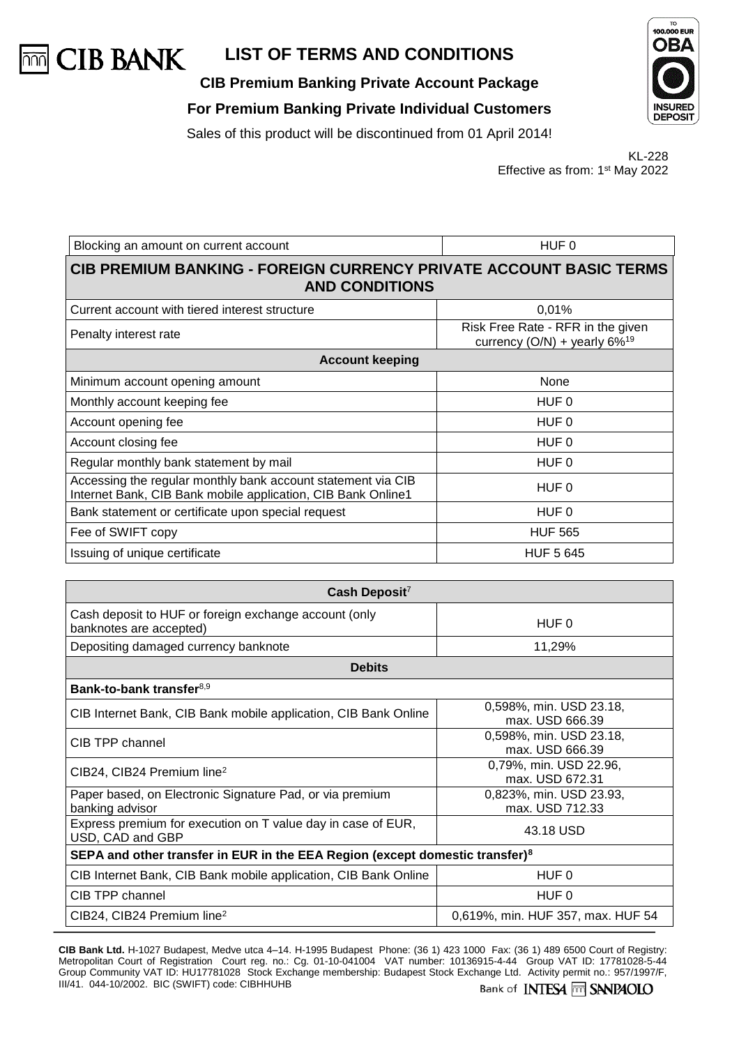# LIST OF TERMS AND CONDITIONS

**CIB Premium Banking Private Account Package**

**For Premium Banking Private Individual Customers**

Sales of this product will be discontinued from 01 April 2014!

KL-228
Effective as from: 1st May 2022

| Blocking an amount on current account | HUF 0 |
|---|---|
| **CIB PREMIUM BANKING - FOREIGN CURRENCY PRIVATE ACCOUNT BASIC TERMS AND CONDITIONS** | |
| Current account with tiered interest structure | 0,01% |
| Penalty interest rate | Risk Free Rate - RFR in the given currency (O/N) + yearly 6%[19] |
| **Account keeping** | |
| Minimum account opening amount | None |
| Monthly account keeping fee | HUF 0 |
| Account opening fee | HUF 0 |
| Account closing fee | HUF 0 |
| Regular monthly bank statement by mail | HUF 0 |
| Accessing the regular monthly bank account statement via CIB Internet Bank, CIB Bank mobile application, CIB Bank Online1 | HUF 0 |
| Bank statement or certificate upon special request | HUF 0 |
| Fee of SWIFT copy | HUF 565 |
| Issuing of unique certificate | HUF 5 645 |

| **Cash Deposit**[7] | |
|---|---|
| Cash deposit to HUF or foreign exchange account (only banknotes are accepted) | HUF 0 |
| Depositing damaged currency banknote | 11,29% |
| **Debits** | |
| **Bank-to-bank transfer**[8,9] | |
| CIB Internet Bank, CIB Bank mobile application, CIB Bank Online | 0,598%, min. USD 23.18, max. USD 666.39 |
| CIB TPP channel | 0,598%, min. USD 23.18, max. USD 666.39 |
| CIB24, CIB24 Premium line[2] | 0,79%, min. USD 22.96, max. USD 672.31 |
| Paper based, on Electronic Signature Pad, or via premium banking advisor | 0,823%, min. USD 23.93, max. USD 712.33 |
| Express premium for execution on T value day in case of EUR, USD, CAD and GBP | 43.18 USD |
| **SEPA and other transfer in EUR in the EEA Region (except domestic transfer)**[8] | |
| CIB Internet Bank, CIB Bank mobile application, CIB Bank Online | HUF 0 |
| CIB TPP channel | HUF 0 |
| CIB24, CIB24 Premium line[2] | 0,619%, min. HUF 357, max. HUF 54 |

**CIB Bank Ltd.** H-1027 Budapest, Medve utca 4–14. H-1995 Budapest Phone: (36 1) 423 1000 Fax: (36 1) 489 6500 Court of Registry: Metropolitan Court of Registration Court reg. no.: Cg. 01-10-041004 VAT number: 10136915-4-44 Group VAT ID: 17781028-5-44 Group Community VAT ID: HU17781028 Stock Exchange membership: Budapest Stock Exchange Ltd. Activity permit no.: 957/1997/F, III/41. 044-10/2002. BIC (SWIFT) code: CIBHHUHB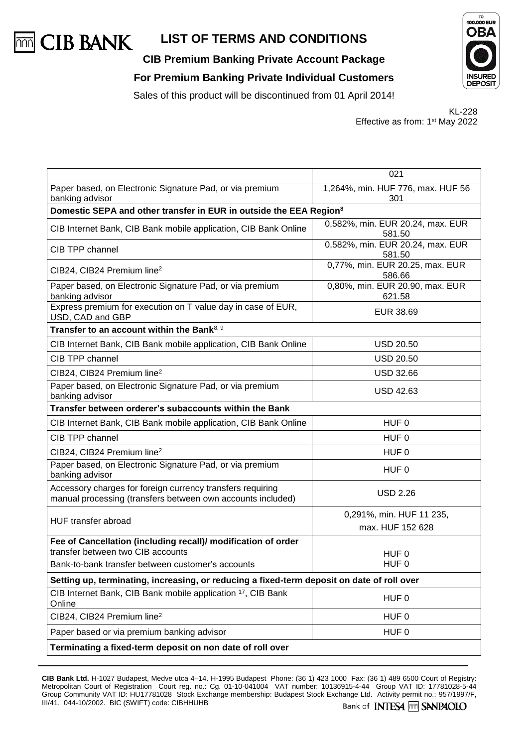# LIST OF TERMS AND CONDITIONS

**CIB Premium Banking Private Account Package**

**For Premium Banking Private Individual Customers**

Sales of this product will be discontinued from 01 April 2014!

KL-228
Effective as from: 1st May 2022

| | 021 |
|---|---|
| Paper based, on Electronic Signature Pad, or via premium banking advisor | 1,264%, min. HUF 776, max. HUF 56 301 |
| **Domestic SEPA and other transfer in EUR in outside the EEA Region[8]** | |
| CIB Internet Bank, CIB Bank mobile application, CIB Bank Online | 0,582%, min. EUR 20.24, max. EUR 581.50 |
| CIB TPP channel | 0,582%, min. EUR 20.24, max. EUR 581.50 |
| CIB24, CIB24 Premium line[2] | 0,77%, min. EUR 20.25, max. EUR 586.66 |
| Paper based, on Electronic Signature Pad, or via premium banking advisor | 0,80%, min. EUR 20.90, max. EUR 621.58 |
| Express premium for execution on T value day in case of EUR, USD, CAD and GBP | EUR 38.69 |
| **Transfer to an account within the Bank[8, 9]** | |
| CIB Internet Bank, CIB Bank mobile application, CIB Bank Online | USD 20.50 |
| CIB TPP channel | USD 20.50 |
| CIB24, CIB24 Premium line[2] | USD 32.66 |
| Paper based, on Electronic Signature Pad, or via premium banking advisor | USD 42.63 |
| **Transfer between orderer's subaccounts within the Bank** | |
| CIB Internet Bank, CIB Bank mobile application, CIB Bank Online | HUF 0 |
| CIB TPP channel | HUF 0 |
| CIB24, CIB24 Premium line[2] | HUF 0 |
| Paper based, on Electronic Signature Pad, or via premium banking advisor | HUF 0 |
| Accessory charges for foreign currency transfers requiring manual processing (transfers between own accounts included) | USD 2.26 |
| HUF transfer abroad | 0,291%, min. HUF 11 235, max. HUF 152 628 |
| **Fee of Cancellation (including recall)/ modification of order** transfer between two CIB accounts Bank-to-bank transfer between customer's accounts | HUF 0 HUF 0 |
| **Setting up, terminating, increasing, or reducing a fixed-term deposit on date of roll over** | |
| CIB Internet Bank, CIB Bank mobile application [17], CIB Bank Online | HUF 0 |
| CIB24, CIB24 Premium line[2] | HUF 0 |
| Paper based or via premium banking advisor | HUF 0 |
| **Terminating a fixed-term deposit on non date of roll over** | |

**CIB Bank Ltd.** H-1027 Budapest, Medve utca 4–14. H-1995 Budapest Phone: (36 1) 423 1000 Fax: (36 1) 489 6500 Court of Registry: Metropolitan Court of Registration Court reg. no.: Cg. 01-10-041004 VAT number: 10136915-4-44 Group VAT ID: 17781028-5-44 Group Community VAT ID: HU17781028 Stock Exchange membership: Budapest Stock Exchange Ltd. Activity permit no.: 957/1997/F, III/41. 044-10/2002. BIC (SWIFT) code: CIBHHUHB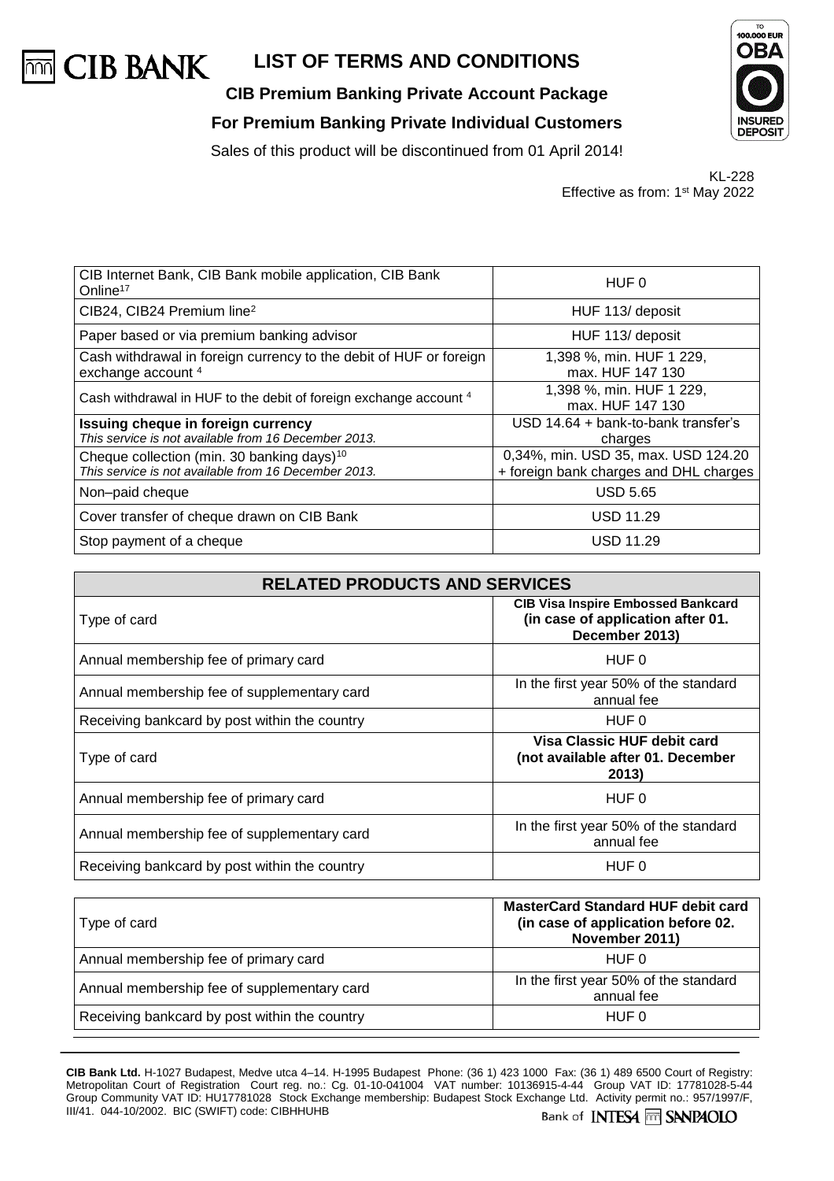# LIST OF TERMS AND CONDITIONS

**CIB Premium Banking Private Account Package**

**For Premium Banking Private Individual Customers**

Sales of this product will be discontinued from 01 April 2014!

KL-228
Effective as from: 1st May 2022

| | |
|---|---|
| CIB Internet Bank, CIB Bank mobile application, CIB Bank Online[17] | HUF 0 |
| CIB24, CIB24 Premium line[2] | HUF 113/ deposit |
| Paper based or via premium banking advisor | HUF 113/ deposit |
| Cash withdrawal in foreign currency to the debit of HUF or foreign exchange account [4] | 1,398 %, min. HUF 1 229, max. HUF 147 130 |
| Cash withdrawal in HUF to the debit of foreign exchange account [4] | 1,398 %, min. HUF 1 229, max. HUF 147 130 |
| **Issuing cheque in foreign currency** *This service is not available from 16 December 2013.* | USD 14.64 + bank-to-bank transfer's charges |
| Cheque collection (min. 30 banking days)[10] *This service is not available from 16 December 2013.* | 0,34%, min. USD 35, max. USD 124.20 + foreign bank charges and DHL charges |
| Non–paid cheque | USD 5.65 |
| Cover transfer of cheque drawn on CIB Bank | USD 11.29 |
| Stop payment of a cheque | USD 11.29 |

| RELATED PRODUCTS AND SERVICES | |
|---|---|
| Type of card | **CIB Visa Inspire Embossed Bankcard (in case of application after 01. December 2013)** |
| Annual membership fee of primary card | HUF 0 |
| Annual membership fee of supplementary card | In the first year 50% of the standard annual fee |
| Receiving bankcard by post within the country | HUF 0 |
| Type of card | **Visa Classic HUF debit card (not available after 01. December 2013)** |
| Annual membership fee of primary card | HUF 0 |
| Annual membership fee of supplementary card | In the first year 50% of the standard annual fee |
| Receiving bankcard by post within the country | HUF 0 |

| Type of card | **MasterCard Standard HUF debit card (in case of application before 02. November 2011)** |
|---|---|
| Annual membership fee of primary card | HUF 0 |
| Annual membership fee of supplementary card | In the first year 50% of the standard annual fee |
| Receiving bankcard by post within the country | HUF 0 |

**CIB Bank Ltd.** H-1027 Budapest, Medve utca 4–14. H-1995 Budapest Phone: (36 1) 423 1000 Fax: (36 1) 489 6500 Court of Registry: Metropolitan Court of Registration Court reg. no.: Cg. 01-10-041004 VAT number: 10136915-4-44 Group VAT ID: 17781028-5-44 Group Community VAT ID: HU17781028 Stock Exchange membership: Budapest Stock Exchange Ltd. Activity permit no.: 957/1997/F, III/41. 044-10/2002. BIC (SWIFT) code: CIBHHUHB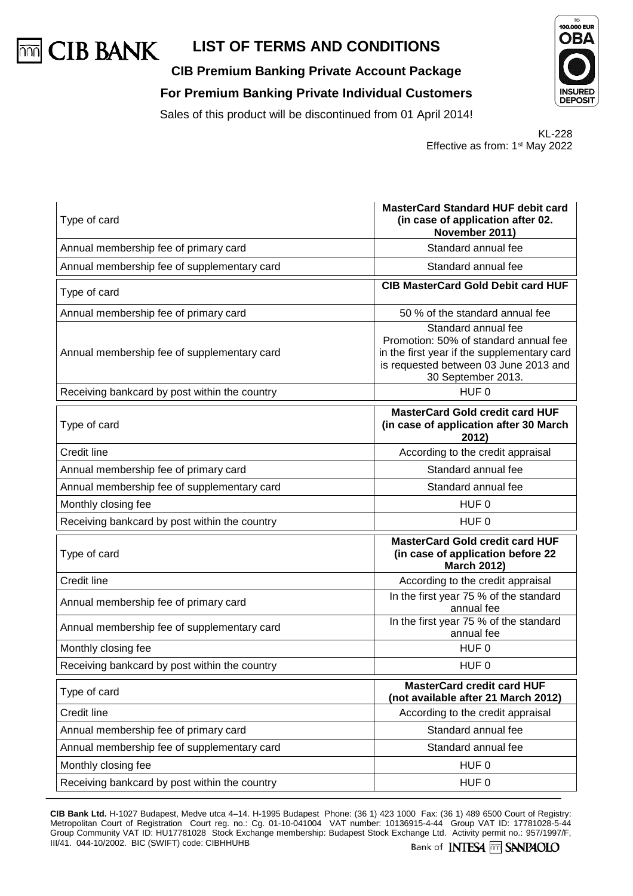# LIST OF TERMS AND CONDITIONS

**CIB Premium Banking Private Account Package**

**For Premium Banking Private Individual Customers**

Sales of this product will be discontinued from 01 April 2014!

KL-228
Effective as from: 1st May 2022

| Type of card | **MasterCard Standard HUF debit card (in case of application after 02. November 2011)** |
|---|---|
| Annual membership fee of primary card | Standard annual fee |
| Annual membership fee of supplementary card | Standard annual fee |

| Type of card | **CIB MasterCard Gold Debit card HUF** |
|---|---|
| Annual membership fee of primary card | 50 % of the standard annual fee |
| Annual membership fee of supplementary card | Standard annual fee<br>Promotion: 50% of standard annual fee in the first year if the supplementary card is requested between 03 June 2013 and 30 September 2013. |
| Receiving bankcard by post within the country | HUF 0 |

| Type of card | **MasterCard Gold credit card HUF (in case of application after 30 March 2012)** |
|---|---|
| Credit line | According to the credit appraisal |
| Annual membership fee of primary card | Standard annual fee |
| Annual membership fee of supplementary card | Standard annual fee |
| Monthly closing fee | HUF 0 |
| Receiving bankcard by post within the country | HUF 0 |

| Type of card | **MasterCard Gold credit card HUF (in case of application before 22 March 2012)** |
|---|---|
| Credit line | According to the credit appraisal |
| Annual membership fee of primary card | In the first year 75 % of the standard annual fee |
| Annual membership fee of supplementary card | In the first year 75 % of the standard annual fee |
| Monthly closing fee | HUF 0 |
| Receiving bankcard by post within the country | HUF 0 |

| Type of card | **MasterCard credit card HUF (not available after 21 March 2012)** |
|---|---|
| Credit line | According to the credit appraisal |
| Annual membership fee of primary card | Standard annual fee |
| Annual membership fee of supplementary card | Standard annual fee |
| Monthly closing fee | HUF 0 |
| Receiving bankcard by post within the country | HUF 0 |

**CIB Bank Ltd.** H-1027 Budapest, Medve utca 4–14. H-1995 Budapest Phone: (36 1) 423 1000 Fax: (36 1) 489 6500 Court of Registry: Metropolitan Court of Registration Court reg. no.: Cg. 01-10-041004 VAT number: 10136915-4-44 Group VAT ID: 17781028-5-44 Group Community VAT ID: HU17781028 Stock Exchange membership: Budapest Stock Exchange Ltd. Activity permit no.: 957/1997/F, III/41. 044-10/2002. BIC (SWIFT) code: CIBHHUHB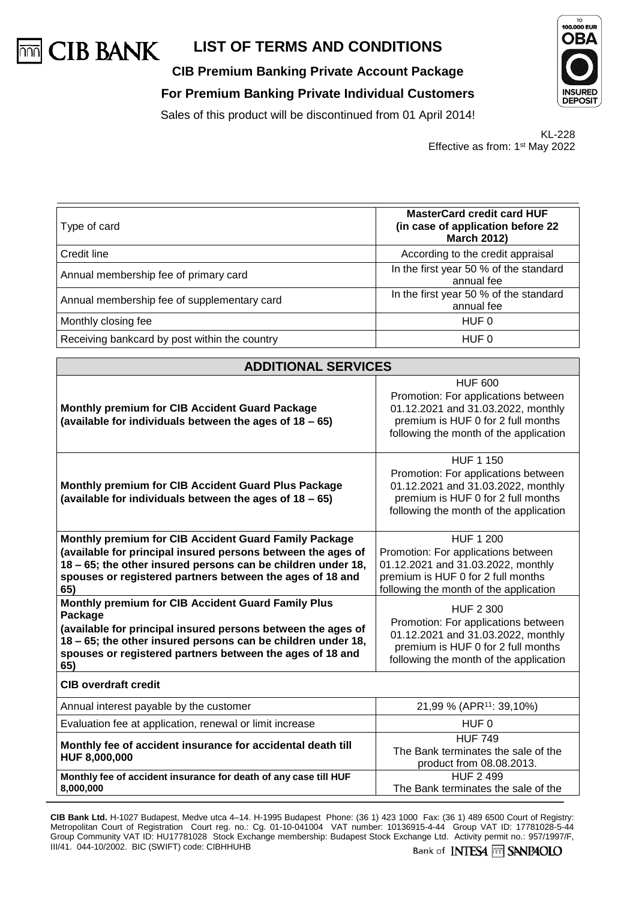# LIST OF TERMS AND CONDITIONS

**CIB Premium Banking Private Account Package**

**For Premium Banking Private Individual Customers**

Sales of this product will be discontinued from 01 April 2014!

KL-228
Effective as from: 1st May 2022

| Type of card | **MasterCard credit card HUF (in case of application before 22 March 2012)** |
|---|---|
| Credit line | According to the credit appraisal |
| Annual membership fee of primary card | In the first year 50 % of the standard annual fee |
| Annual membership fee of supplementary card | In the first year 50 % of the standard annual fee |
| Monthly closing fee | HUF 0 |
| Receiving bankcard by post within the country | HUF 0 |

| **ADDITIONAL SERVICES** | |
|---|---|
| **Monthly premium for CIB Accident Guard Package (available for individuals between the ages of 18 – 65)** | HUF 600<br>Promotion: For applications between 01.12.2021 and 31.03.2022, monthly premium is HUF 0 for 2 full months following the month of the application |
| **Monthly premium for CIB Accident Guard Plus Package (available for individuals between the ages of 18 – 65)** | HUF 1 150<br>Promotion: For applications between 01.12.2021 and 31.03.2022, monthly premium is HUF 0 for 2 full months following the month of the application |
| **Monthly premium for CIB Accident Guard Family Package (available for principal insured persons between the ages of 18 – 65; the other insured persons can be children under 18, spouses or registered partners between the ages of 18 and 65)** | HUF 1 200<br>Promotion: For applications between 01.12.2021 and 31.03.2022, monthly premium is HUF 0 for 2 full months following the month of the application |
| **Monthly premium for CIB Accident Guard Family Plus Package (available for principal insured persons between the ages of 18 – 65; the other insured persons can be children under 18, spouses or registered partners between the ages of 18 and 65)** | HUF 2 300<br>Promotion: For applications between 01.12.2021 and 31.03.2022, monthly premium is HUF 0 for 2 full months following the month of the application |
| **CIB overdraft credit** | |
| Annual interest payable by the customer | 21,99 % (APR[11]: 39,10%) |
| Evaluation fee at application, renewal or limit increase | HUF 0 |
| **Monthly fee of accident insurance for accidental death till HUF 8,000,000** | HUF 749<br>The Bank terminates the sale of the product from 08.08.2013. |
| **Monthly fee of accident insurance for death of any case till HUF 8,000,000** | HUF 2 499<br>The Bank terminates the sale of the |

**CIB Bank Ltd.** H-1027 Budapest, Medve utca 4–14. H-1995 Budapest Phone: (36 1) 423 1000 Fax: (36 1) 489 6500 Court of Registry: Metropolitan Court of Registration Court reg. no.: Cg. 01-10-041004 VAT number: 10136915-4-44 Group VAT ID: 17781028-5-44 Group Community VAT ID: HU17781028 Stock Exchange membership: Budapest Stock Exchange Ltd. Activity permit no.: 957/1997/F, III/41. 044-10/2002. BIC (SWIFT) code: CIBHHUHB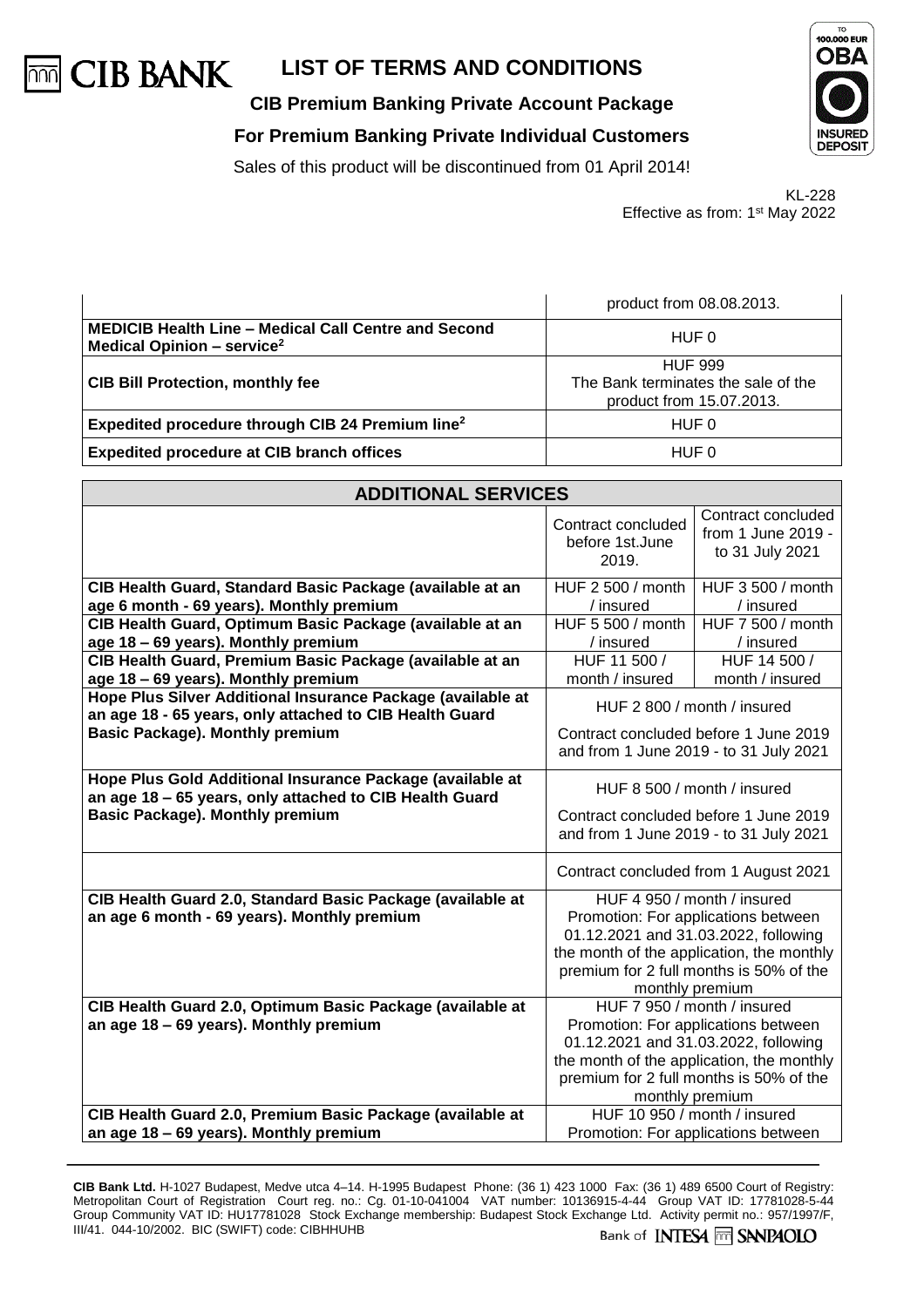# LIST OF TERMS AND CONDITIONS

**CIB Premium Banking Private Account Package**

**For Premium Banking Private Individual Customers**

Sales of this product will be discontinued from 01 April 2014!

KL-228
Effective as from: 1st May 2022

| | |
|---|---|
| | product from 08.08.2013. |
| **MEDICIB Health Line – Medical Call Centre and Second Medical Opinion – service[2]** | HUF 0 |
| **CIB Bill Protection, monthly fee** | HUF 999<br>The Bank terminates the sale of the product from 15.07.2013. |
| **Expedited procedure through CIB 24 Premium line[2]** | HUF 0 |
| **Expedited procedure at CIB branch offices** | HUF 0 |

| **ADDITIONAL SERVICES** | | |
|---|---|---|
| | Contract concluded before 1st.June 2019. | Contract concluded from 1 June 2019 - to 31 July 2021 |
| **CIB Health Guard, Standard Basic Package (available at an age 6 month - 69 years). Monthly premium** | HUF 2 500 / month / insured | HUF 3 500 / month / insured |
| **CIB Health Guard, Optimum Basic Package (available at an age 18 – 69 years). Monthly premium** | HUF 5 500 / month / insured | HUF 7 500 / month / insured |
| **CIB Health Guard, Premium Basic Package (available at an age 18 – 69 years). Monthly premium** | HUF 11 500 / month / insured | HUF 14 500 / month / insured |
| **Hope Plus Silver Additional Insurance Package (available at an age 18 - 65 years, only attached to CIB Health Guard Basic Package). Monthly premium** | HUF 2 800 / month / insured<br>Contract concluded before 1 June 2019 and from 1 June 2019 - to 31 July 2021 | |
| **Hope Plus Gold Additional Insurance Package (available at an age 18 – 65 years, only attached to CIB Health Guard Basic Package). Monthly premium** | HUF 8 500 / month / insured<br>Contract concluded before 1 June 2019 and from 1 June 2019 - to 31 July 2021 | |
| | Contract concluded from 1 August 2021 | |
| **CIB Health Guard 2.0, Standard Basic Package (available at an age 6 month - 69 years). Monthly premium** | HUF 4 950 / month / insured<br>Promotion: For applications between 01.12.2021 and 31.03.2022, following the month of the application, the monthly premium for 2 full months is 50% of the monthly premium | |
| **CIB Health Guard 2.0, Optimum Basic Package (available at an age 18 – 69 years). Monthly premium** | HUF 7 950 / month / insured<br>Promotion: For applications between 01.12.2021 and 31.03.2022, following the month of the application, the monthly premium for 2 full months is 50% of the monthly premium | |
| **CIB Health Guard 2.0, Premium Basic Package (available at an age 18 – 69 years). Monthly premium** | HUF 10 950 / month / insured<br>Promotion: For applications between | |

**CIB Bank Ltd.** H-1027 Budapest, Medve utca 4–14. H-1995 Budapest Phone: (36 1) 423 1000 Fax: (36 1) 489 6500 Court of Registry: Metropolitan Court of Registration Court reg. no.: Cg. 01-10-041004 VAT number: 10136915-4-44 Group VAT ID: 17781028-5-44 Group Community VAT ID: HU17781028 Stock Exchange membership: Budapest Stock Exchange Ltd. Activity permit no.: 957/1997/F, III/41. 044-10/2002. BIC (SWIFT) code: CIBHHUHB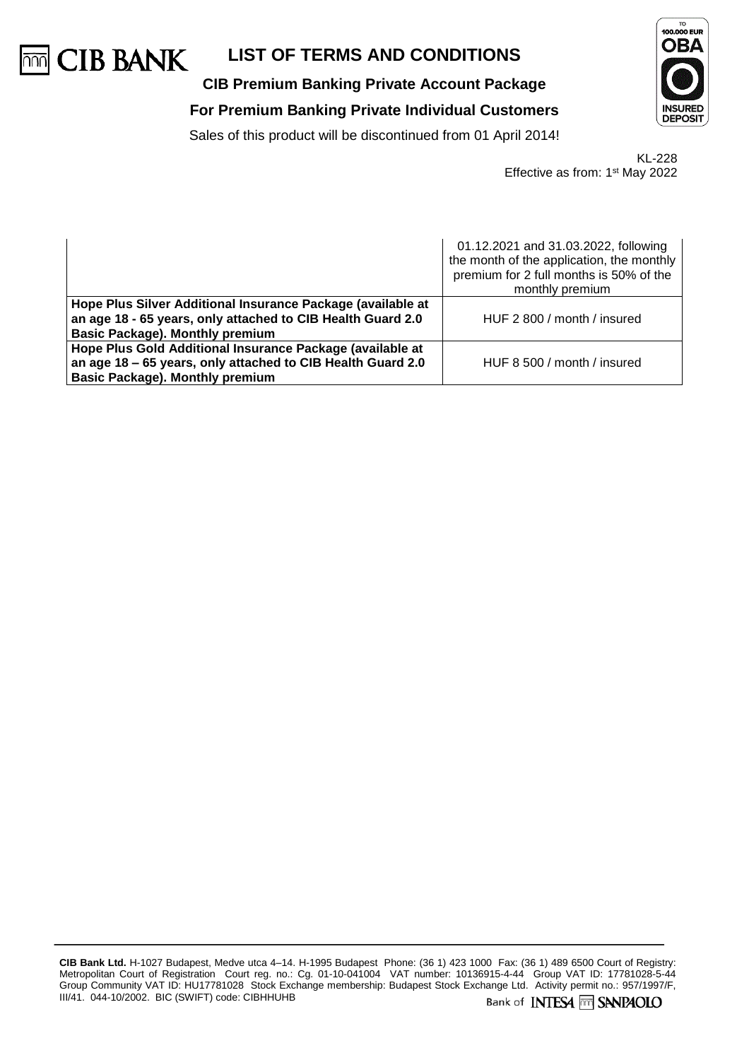# LIST OF TERMS AND CONDITIONS

**CIB Premium Banking Private Account Package**

**For Premium Banking Private Individual Customers**

Sales of this product will be discontinued from 01 April 2014!

KL-228
Effective as from: 1st May 2022

| | |
|---|---|
| | 01.12.2021 and 31.03.2022, following the month of the application, the monthly premium for 2 full months is 50% of the monthly premium |
| **Hope Plus Silver Additional Insurance Package (available at an age 18 - 65 years, only attached to CIB Health Guard 2.0 Basic Package). Monthly premium** | HUF 2 800 / month / insured |
| **Hope Plus Gold Additional Insurance Package (available at an age 18 – 65 years, only attached to CIB Health Guard 2.0 Basic Package). Monthly premium** | HUF 8 500 / month / insured |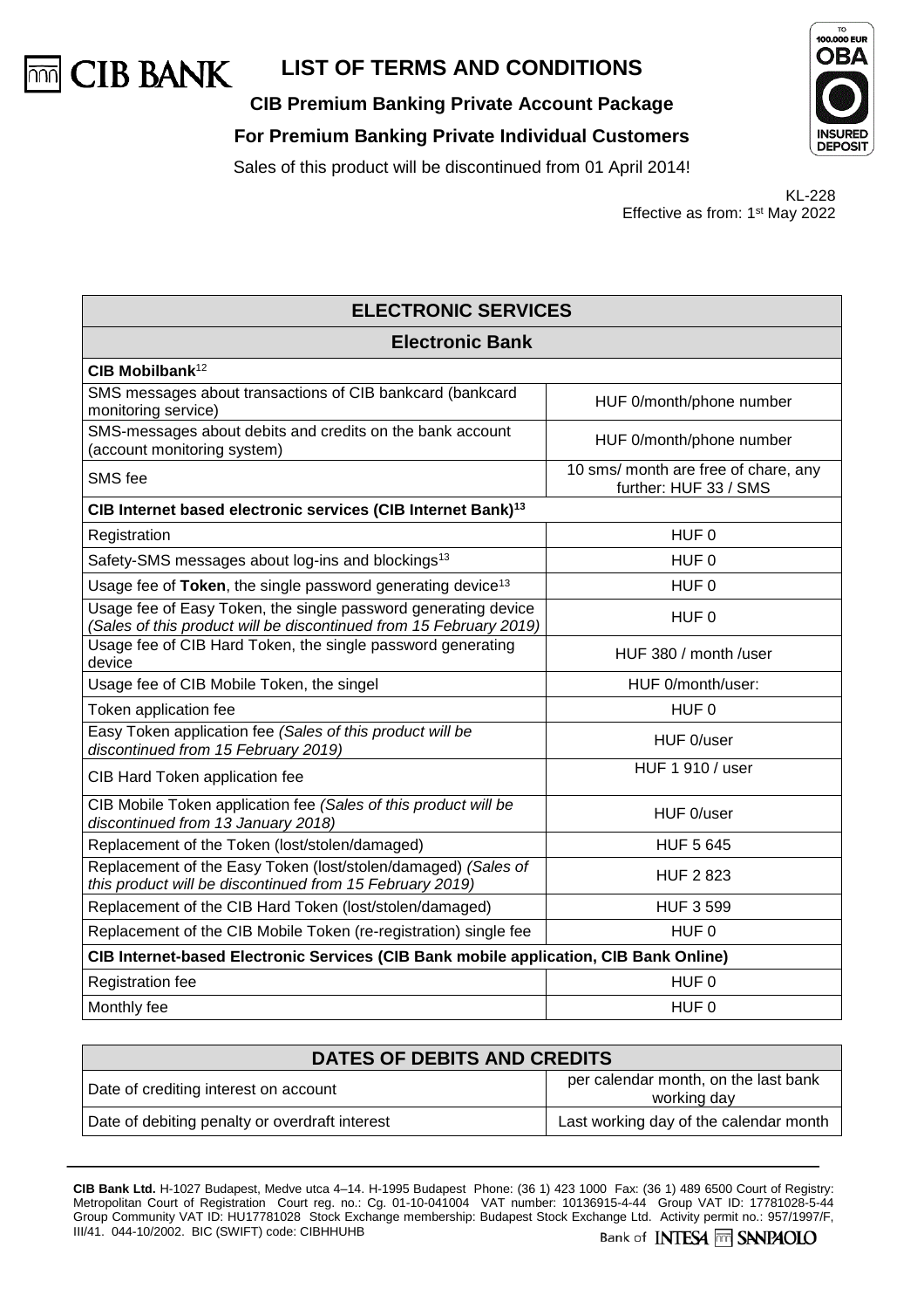# LIST OF TERMS AND CONDITIONS

**CIB Premium Banking Private Account Package**

**For Premium Banking Private Individual Customers**

Sales of this product will be discontinued from 01 April 2014!

KL-228
Effective as from: 1st May 2022

| ELECTRONIC SERVICES | |
|---|---|
| **Electronic Bank** | |
| **CIB Mobilbank**[12] | |
| SMS messages about transactions of CIB bankcard (bankcard monitoring service) | HUF 0/month/phone number |
| SMS-messages about debits and credits on the bank account (account monitoring system) | HUF 0/month/phone number |
| SMS fee | 10 sms/ month are free of chare, any further: HUF 33 / SMS |
| **CIB Internet based electronic services (CIB Internet Bank)**[13] | |
| Registration | HUF 0 |
| Safety-SMS messages about log-ins and blockings[13] | HUF 0 |
| Usage fee of **Token**, the single password generating device[13] | HUF 0 |
| Usage fee of Easy Token, the single password generating device *(Sales of this product will be discontinued from 15 February 2019)* | HUF 0 |
| Usage fee of CIB Hard Token, the single password generating device | HUF 380 / month /user |
| Usage fee of CIB Mobile Token, the singel | HUF 0/month/user: |
| Token application fee | HUF 0 |
| Easy Token application fee *(Sales of this product will be discontinued from 15 February 2019)* | HUF 0/user |
| CIB Hard Token application fee | HUF 1 910 / user |
| CIB Mobile Token application fee *(Sales of this product will be discontinued from 13 January 2018)* | HUF 0/user |
| Replacement of the Token (lost/stolen/damaged) | HUF 5 645 |
| Replacement of the Easy Token (lost/stolen/damaged) *(Sales of this product will be discontinued from 15 February 2019)* | HUF 2 823 |
| Replacement of the CIB Hard Token (lost/stolen/damaged) | HUF 3 599 |
| Replacement of the CIB Mobile Token (re-registration) single fee | HUF 0 |
| **CIB Internet-based Electronic Services (CIB Bank mobile application, CIB Bank Online)** | |
| Registration fee | HUF 0 |
| Monthly fee | HUF 0 |

| DATES OF DEBITS AND CREDITS | |
|---|---|
| Date of crediting interest on account | per calendar month, on the last bank working day |
| Date of debiting penalty or overdraft interest | Last working day of the calendar month |

**CIB Bank Ltd.** H-1027 Budapest, Medve utca 4–14. H-1995 Budapest Phone: (36 1) 423 1000 Fax: (36 1) 489 6500 Court of Registry: Metropolitan Court of Registration Court reg. no.: Cg. 01-10-041004 VAT number: 10136915-4-44 Group VAT ID: 17781028-5-44 Group Community VAT ID: HU17781028 Stock Exchange membership: Budapest Stock Exchange Ltd. Activity permit no.: 957/1997/F, III/41. 044-10/2002. BIC (SWIFT) code: CIBHHUHB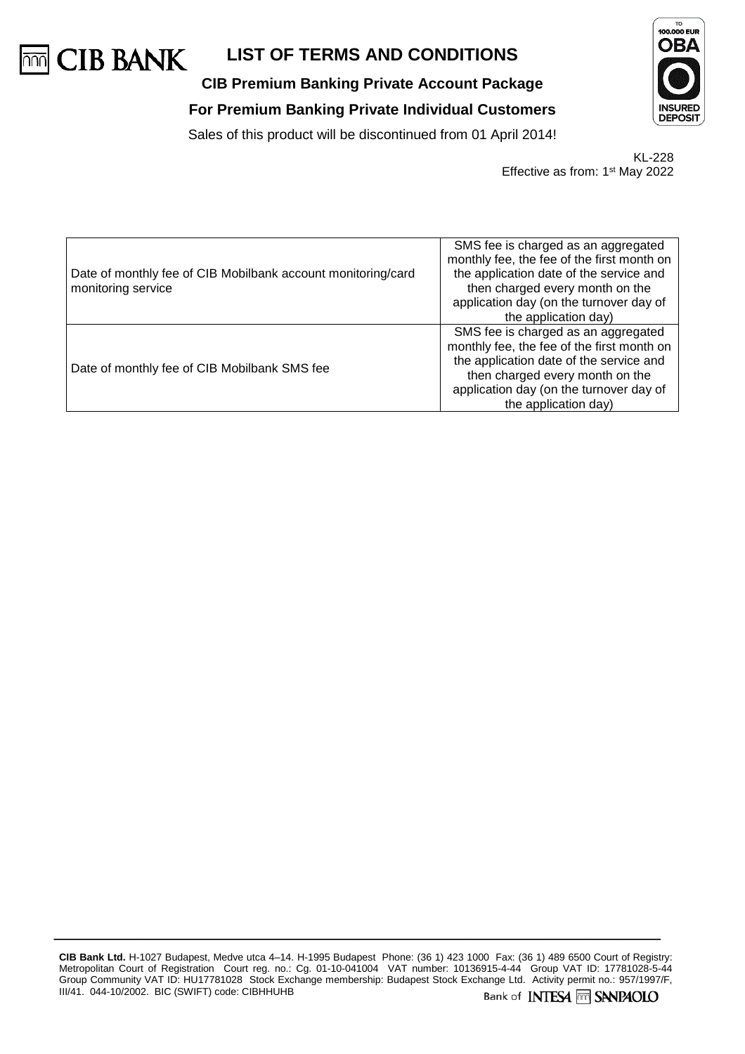# LIST OF TERMS AND CONDITIONS

**CIB Premium Banking Private Account Package**

**For Premium Banking Private Individual Customers**

Sales of this product will be discontinued from 01 April 2014!

KL-228
Effective as from: 1st May 2022

| | |
|---|---|
| Date of monthly fee of CIB Mobilbank account monitoring/card monitoring service | SMS fee is charged as an aggregated monthly fee, the fee of the first month on the application date of the service and then charged every month on the application day (on the turnover day of the application day) |
| Date of monthly fee of CIB Mobilbank SMS fee | SMS fee is charged as an aggregated monthly fee, the fee of the first month on the application date of the service and then charged every month on the application day (on the turnover day of the application day) |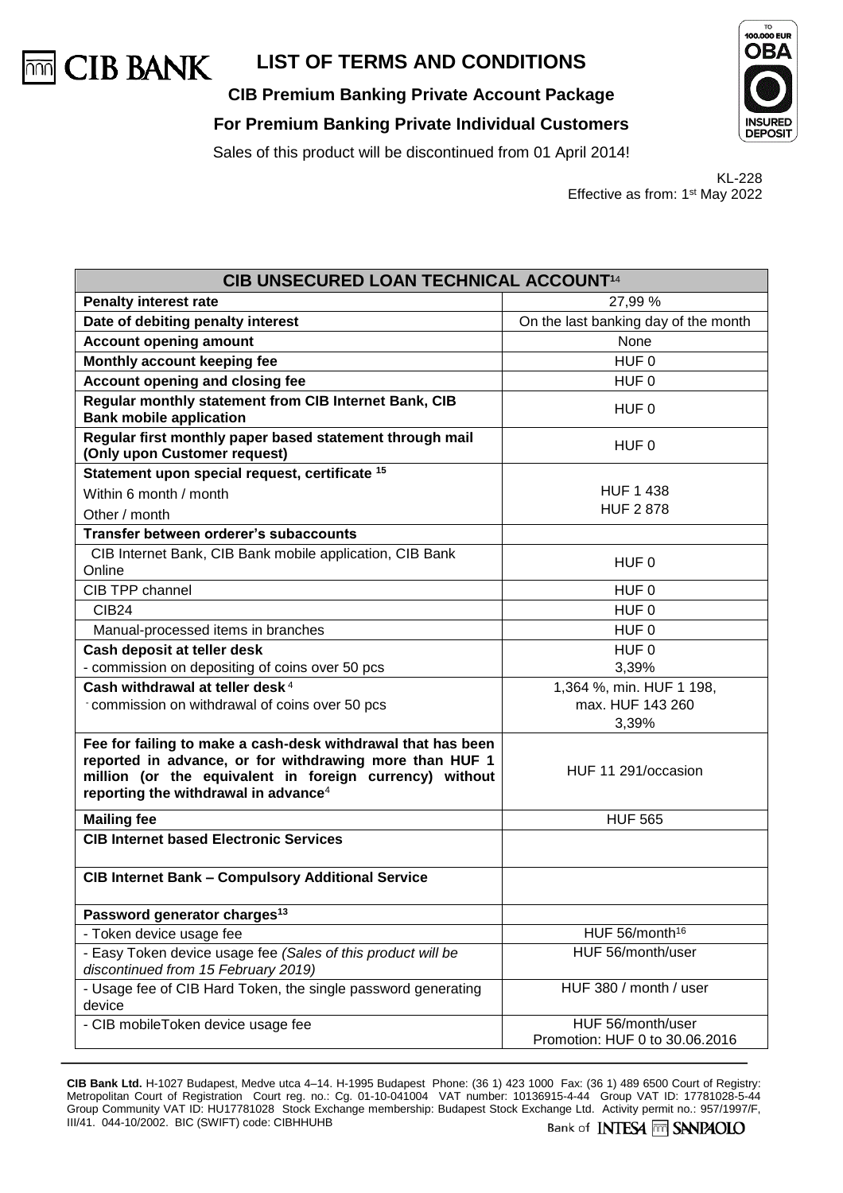# LIST OF TERMS AND CONDITIONS

**CIB Premium Banking Private Account Package**

**For Premium Banking Private Individual Customers**

Sales of this product will be discontinued from 01 April 2014!

KL-228
Effective as from: 1st May 2022

| **CIB UNSECURED LOAN TECHNICAL ACCOUNT**[14] | |
|---|---|
| **Penalty interest rate** | 27,99 % |
| **Date of debiting penalty interest** | On the last banking day of the month |
| **Account opening amount** | None |
| **Monthly account keeping fee** | HUF 0 |
| **Account opening and closing fee** | HUF 0 |
| **Regular monthly statement from CIB Internet Bank, CIB Bank mobile application** | HUF 0 |
| **Regular first monthly paper based statement through mail (Only upon Customer request)** | HUF 0 |
| **Statement upon special request, certificate** [15] | |
| Within 6 month / month | HUF 1 438 |
| Other / month | HUF 2 878 |
| **Transfer between orderer's subaccounts** | |
| CIB Internet Bank, CIB Bank mobile application, CIB Bank Online | HUF 0 |
| CIB TPP channel | HUF 0 |
| CIB24 | HUF 0 |
| Manual-processed items in branches | HUF 0 |
| **Cash deposit at teller desk** | HUF 0 |
| - commission on depositing of coins over 50 pcs | 3,39% |
| **Cash withdrawal at teller desk** [4] | 1,364 %, min. HUF 1 198, max. HUF 143 260 |
| - commission on withdrawal of coins over 50 pcs | 3,39% |
| **Fee for failing to make a cash-desk withdrawal that has been reported in advance, or for withdrawing more than HUF 1 million (or the equivalent in foreign currency) without reporting the withdrawal in advance**[4] | HUF 11 291/occasion |
| **Mailing fee** | HUF 565 |
| **CIB Internet based Electronic Services** | |
| **CIB Internet Bank – Compulsory Additional Service** | |
| **Password generator charges**[13] | |
| - Token device usage fee | HUF 56/month[16] |
| - Easy Token device usage fee *(Sales of this product will be discontinued from 15 February 2019)* | HUF 56/month/user |
| - Usage fee of CIB Hard Token, the single password generating device | HUF 380 / month / user |
| - CIB mobileToken device usage fee | HUF 56/month/user<br>Promotion: HUF 0 to 30.06.2016 |

**CIB Bank Ltd.** H-1027 Budapest, Medve utca 4–14. H-1995 Budapest Phone: (36 1) 423 1000 Fax: (36 1) 489 6500 Court of Registry: Metropolitan Court of Registration Court reg. no.: Cg. 01-10-041004 VAT number: 10136915-4-44 Group VAT ID: 17781028-5-44 Group Community VAT ID: HU17781028 Stock Exchange membership: Budapest Stock Exchange Ltd. Activity permit no.: 957/1997/F, III/41. 044-10/2002. BIC (SWIFT) code: CIBHHUHB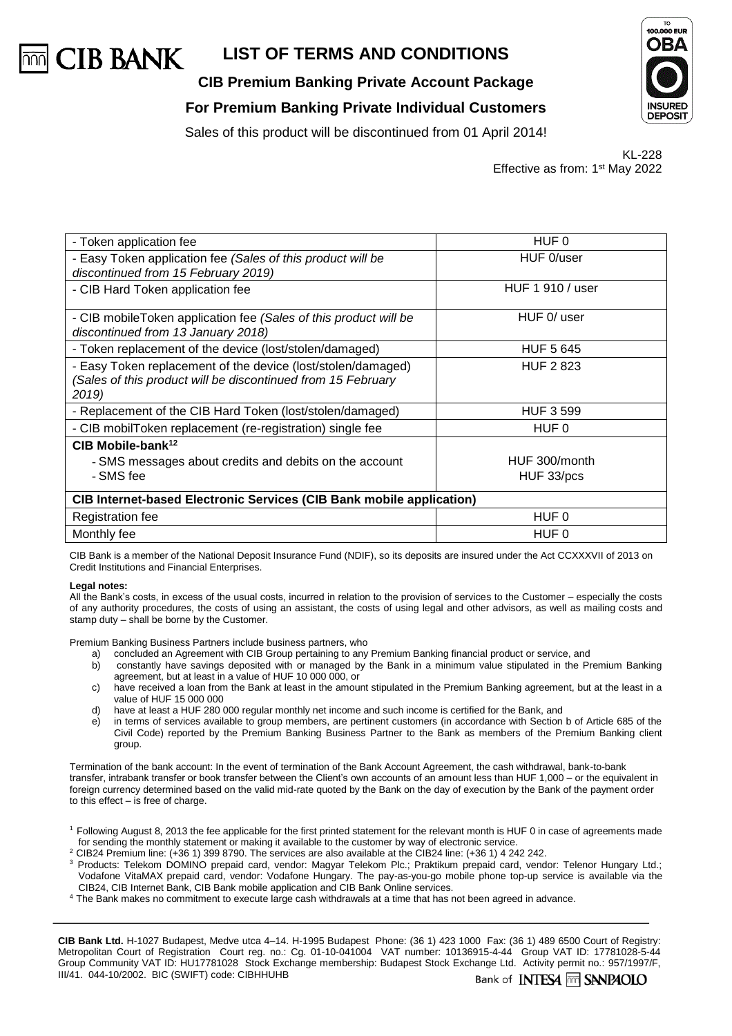# LIST OF TERMS AND CONDITIONS

## CIB Premium Banking Private Account Package

## For Premium Banking Private Individual Customers

Sales of this product will be discontinued from 01 April 2014!

KL-228
Effective as from: 1st May 2022

| - Token application fee | HUF 0 |
|---|---|
| - Easy Token application fee *(Sales of this product will be discontinued from 15 February 2019)* | HUF 0/user |
| - CIB Hard Token application fee | HUF 1 910 / user |
| - CIB mobileToken application fee *(Sales of this product will be discontinued from 13 January 2018)* | HUF 0/ user |
| - Token replacement of the device (lost/stolen/damaged) | HUF 5 645 |
| - Easy Token replacement of the device (lost/stolen/damaged) *(Sales of this product will be discontinued from 15 February 2019)* | HUF 2 823 |
| - Replacement of the CIB Hard Token (lost/stolen/damaged) | HUF 3 599 |
| - CIB mobilToken replacement (re-registration) single fee | HUF 0 |
| **CIB Mobile-bank[12]**<br>- SMS messages about credits and debits on the account<br>- SMS fee | <br>HUF 300/month<br>HUF 33/pcs |
| **CIB Internet-based Electronic Services (CIB Bank mobile application)** | |
| Registration fee | HUF 0 |
| Monthly fee | HUF 0 |

CIB Bank is a member of the National Deposit Insurance Fund (NDIF), so its deposits are insured under the Act CCXXXVII of 2013 on Credit Institutions and Financial Enterprises.

**Legal notes:**

All the Bank's costs, in excess of the usual costs, incurred in relation to the provision of services to the Customer – especially the costs of any authority procedures, the costs of using an assistant, the costs of using legal and other advisors, as well as mailing costs and stamp duty – shall be borne by the Customer.

Premium Banking Business Partners include business partners, who

a) concluded an Agreement with CIB Group pertaining to any Premium Banking financial product or service, and
b) constantly have savings deposited with or managed by the Bank in a minimum value stipulated in the Premium Banking agreement, but at least in a value of HUF 10 000 000, or
c) have received a loan from the Bank at least in the amount stipulated in the Premium Banking agreement, but at the least in a value of HUF 15 000 000
d) have at least a HUF 280 000 regular monthly net income and such income is certified for the Bank, and
e) in terms of services available to group members, are pertinent customers (in accordance with Section b of Article 685 of the Civil Code) reported by the Premium Banking Business Partner to the Bank as members of the Premium Banking client group.

Termination of the bank account: In the event of termination of the Bank Account Agreement, the cash withdrawal, bank-to-bank transfer, intrabank transfer or book transfer between the Client's own accounts of an amount less than HUF 1,000 – or the equivalent in foreign currency determined based on the valid mid-rate quoted by the Bank on the day of execution by the Bank of the payment order to this effect – is free of charge.

[1] Following August 8, 2013 the fee applicable for the first printed statement for the relevant month is HUF 0 in case of agreements made for sending the monthly statement or making it available to the customer by way of electronic service.

[2] CIB24 Premium line: (+36 1) 399 8790. The services are also available at the CIB24 line: (+36 1) 4 242 242.

[3] Products: Telekom DOMINO prepaid card, vendor: Magyar Telekom Plc.; Praktikum prepaid card, vendor: Telenor Hungary Ltd.; Vodafone VitaMAX prepaid card, vendor: Vodafone Hungary. The pay-as-you-go mobile phone top-up service is available via the CIB24, CIB Internet Bank, CIB Bank mobile application and CIB Bank Online services.

[4] The Bank makes no commitment to execute large cash withdrawals at a time that has not been agreed in advance.

**CIB Bank Ltd.** H-1027 Budapest, Medve utca 4–14. H-1995 Budapest Phone: (36 1) 423 1000 Fax: (36 1) 489 6500 Court of Registry: Metropolitan Court of Registration Court reg. no.: Cg. 01-10-041004 VAT number: 10136915-4-44 Group VAT ID: 17781028-5-44 Group Community VAT ID: HU17781028 Stock Exchange membership: Budapest Stock Exchange Ltd. Activity permit no.: 957/1997/F, III/41. 044-10/2002. BIC (SWIFT) code: CIBHHUHB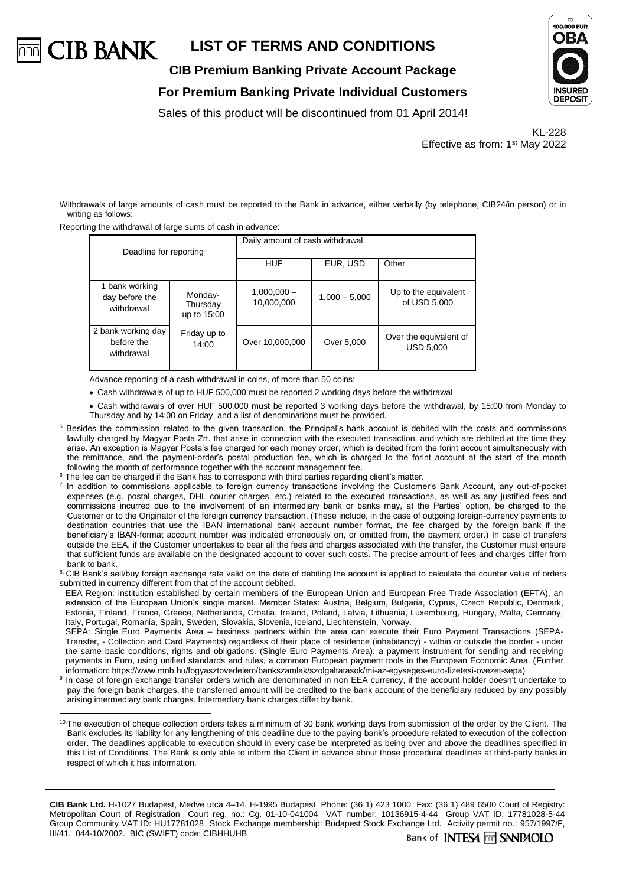Withdrawals of large amounts of cash must be reported to the Bank in advance, either verbally (by telephone, CIB24/in person) or in writing as follows:

Reporting the withdrawal of large sums of cash in advance:

| Deadline for reporting | | Daily amount of cash withdrawal | | |
|---|---|---|---|---|
| | | HUF | EUR, USD | Other |
| 1 bank working day before the withdrawal | Monday-Thursday up to 15:00 | 1,000,000 – 10,000,000 | 1,000 – 5,000 | Up to the equivalent of USD 5,000 |
| 2 bank working day before the withdrawal | Friday up to 14:00 | Over 10,000,000 | Over 5,000 | Over the equivalent of USD 5,000 |

Advance reporting of a cash withdrawal in coins, of more than 50 coins:

- Cash withdrawals of up to HUF 500,000 must be reported 2 working days before the withdrawal
- Cash withdrawals of over HUF 500,000 must be reported 3 working days before the withdrawal, by 15:00 from Monday to Thursday and by 14:00 on Friday, and a list of denominations must be provided.

[5] Besides the commission related to the given transaction, the Principal's bank account is debited with the costs and commissions lawfully charged by Magyar Posta Zrt. that arise in connection with the executed transaction, and which are debited at the time they arise. An exception is Magyar Posta's fee charged for each money order, which is debited from the forint account simultaneously with the remittance, and the payment-order's postal production fee, which is charged to the forint account at the start of the month following the month of performance together with the account management fee.

[6] The fee can be charged if the Bank has to correspond with third parties regarding client's matter.

[7] In addition to commissions applicable to foreign currency transactions involving the Customer's Bank Account, any out-of-pocket expenses (e.g. postal charges, DHL courier charges, etc.) related to the executed transactions, as well as any justified fees and commissions incurred due to the involvement of an intermediary bank or banks may, at the Parties' option, be charged to the Customer or to the Originator of the foreign currency transaction. (These include, in the case of outgoing foreign-currency payments to destination countries that use the IBAN international bank account number format, the fee charged by the foreign bank if the beneficiary's IBAN-format account number was indicated erroneously on, or omitted from, the payment order.) In case of transfers outside the EEA, if the Customer undertakes to bear all the fees and charges associated with the transfer, the Customer must ensure that sufficient funds are available on the designated account to cover such costs. The precise amount of fees and charges differ from bank to bank.

[8] CIB Bank's sell/buy foreign exchange rate valid on the date of debiting the account is applied to calculate the counter value of orders submitted in currency different from that of the account debited.

EEA Region: institution established by certain members of the European Union and European Free Trade Association (EFTA), an extension of the European Union's single market. Member States: Austria, Belgium, Bulgaria, Cyprus, Czech Republic, Denmark, Estonia, Finland, France, Greece, Netherlands, Croatia, Ireland, Poland, Latvia, Lithuania, Luxembourg, Hungary, Malta, Germany, Italy, Portugal, Romania, Spain, Sweden, Slovakia, Slovenia, Iceland, Liechtenstein, Norway.

SEPA: Single Euro Payments Area – business partners within the area can execute their Euro Payment Transactions (SEPA-Transfer, - Collection and Card Payments) regardless of their place of residence (inhabitancy) - within or outside the border - under the same basic conditions, rights and obligations. (Single Euro Payments Area): a payment instrument for sending and receiving payments in Euro, using unified standards and rules, a common European payment tools in the European Economic Area. (Further information: https://www.mnb.hu/fogyasztovedelem/bankszamlak/szolgaltatasok/mi-az-egyseges-euro-fizetesi-ovezet-sepa)

[9] In case of foreign exchange transfer orders which are denominated in non EEA currency, if the account holder doesn't undertake to pay the foreign bank charges, the transferred amount will be credited to the bank account of the beneficiary reduced by any possibly arising intermediary bank charges. Intermediary bank charges differ by bank.

[10] The execution of cheque collection orders takes a minimum of 30 bank working days from submission of the order by the Client. The Bank excludes its liability for any lengthening of this deadline due to the paying bank's procedure related to execution of the collection order. The deadlines applicable to execution should in every case be interpreted as being over and above the deadlines specified in this List of Conditions. The Bank is only able to inform the Client in advance about those procedural deadlines at third-party banks in respect of which it has information.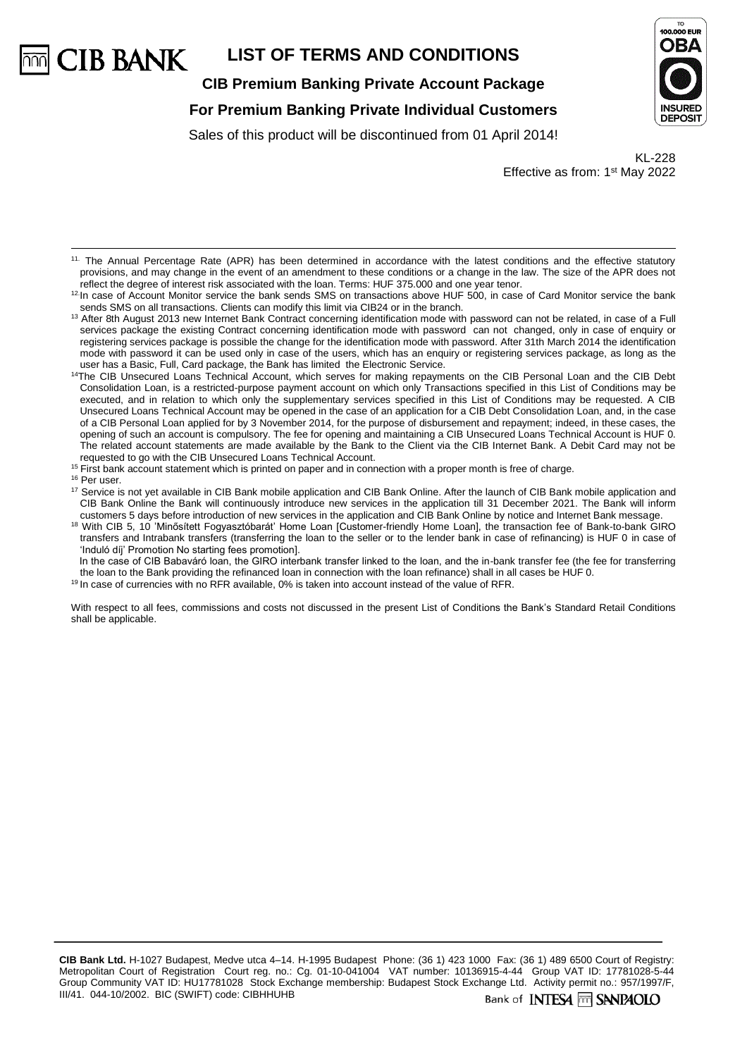# LIST OF TERMS AND CONDITIONS

## CIB Premium Banking Private Account Package

## For Premium Banking Private Individual Customers

Sales of this product will be discontinued from 01 April 2014!

KL-228
Effective as from: 1st May 2022

---

[11] The Annual Percentage Rate (APR) has been determined in accordance with the latest conditions and the effective statutory provisions, and may change in the event of an amendment to these conditions or a change in the law. The size of the APR does not reflect the degree of interest risk associated with the loan. Terms: HUF 375.000 and one year tenor.

[12] In case of Account Monitor service the bank sends SMS on transactions above HUF 500, in case of Card Monitor service the bank sends SMS on all transactions. Clients can modify this limit via CIB24 or in the branch.

[13] After 8th August 2013 new Internet Bank Contract concerning identification mode with password can not be related, in case of a Full services package the existing Contract concerning identification mode with password can not changed, only in case of enquiry or registering services package is possible the change for the identification mode with password. After 31th March 2014 the identification mode with password it can be used only in case of the users, which has an enquiry or registering services package, as long as the user has a Basic, Full, Card package, the Bank has limited the Electronic Service.

[14] The CIB Unsecured Loans Technical Account, which serves for making repayments on the CIB Personal Loan and the CIB Debt Consolidation Loan, is a restricted-purpose payment account on which only Transactions specified in this List of Conditions may be executed, and in relation to which only the supplementary services specified in this List of Conditions may be requested. A CIB Unsecured Loans Technical Account may be opened in the case of an application for a CIB Debt Consolidation Loan, and, in the case of a CIB Personal Loan applied for by 3 November 2014, for the purpose of disbursement and repayment; indeed, in these cases, the opening of such an account is compulsory. The fee for opening and maintaining a CIB Unsecured Loans Technical Account is HUF 0. The related account statements are made available by the Bank to the Client via the CIB Internet Bank. A Debit Card may not be requested to go with the CIB Unsecured Loans Technical Account.

[15] First bank account statement which is printed on paper and in connection with a proper month is free of charge.

[16] Per user.

[17] Service is not yet available in CIB Bank mobile application and CIB Bank Online. After the launch of CIB Bank mobile application and CIB Bank Online the Bank will continuously introduce new services in the application till 31 December 2021. The Bank will inform customers 5 days before introduction of new services in the application and CIB Bank Online by notice and Internet Bank message.

[18] With CIB 5, 10 'Minősített Fogyasztóbarát' Home Loan [Customer-friendly Home Loan], the transaction fee of Bank-to-bank GIRO transfers and Intrabank transfers (transferring the loan to the seller or to the lender bank in case of refinancing) is HUF 0 in case of 'Induló díj' Promotion No starting fees promotion].
In the case of CIB Babaváró loan, the GIRO interbank transfer linked to the loan, and the in-bank transfer fee (the fee for transferring the loan to the Bank providing the refinanced loan in connection with the loan refinance) shall in all cases be HUF 0.

[19] In case of currencies with no RFR available, 0% is taken into account instead of the value of RFR.

With respect to all fees, commissions and costs not discussed in the present List of Conditions the Bank's Standard Retail Conditions shall be applicable.